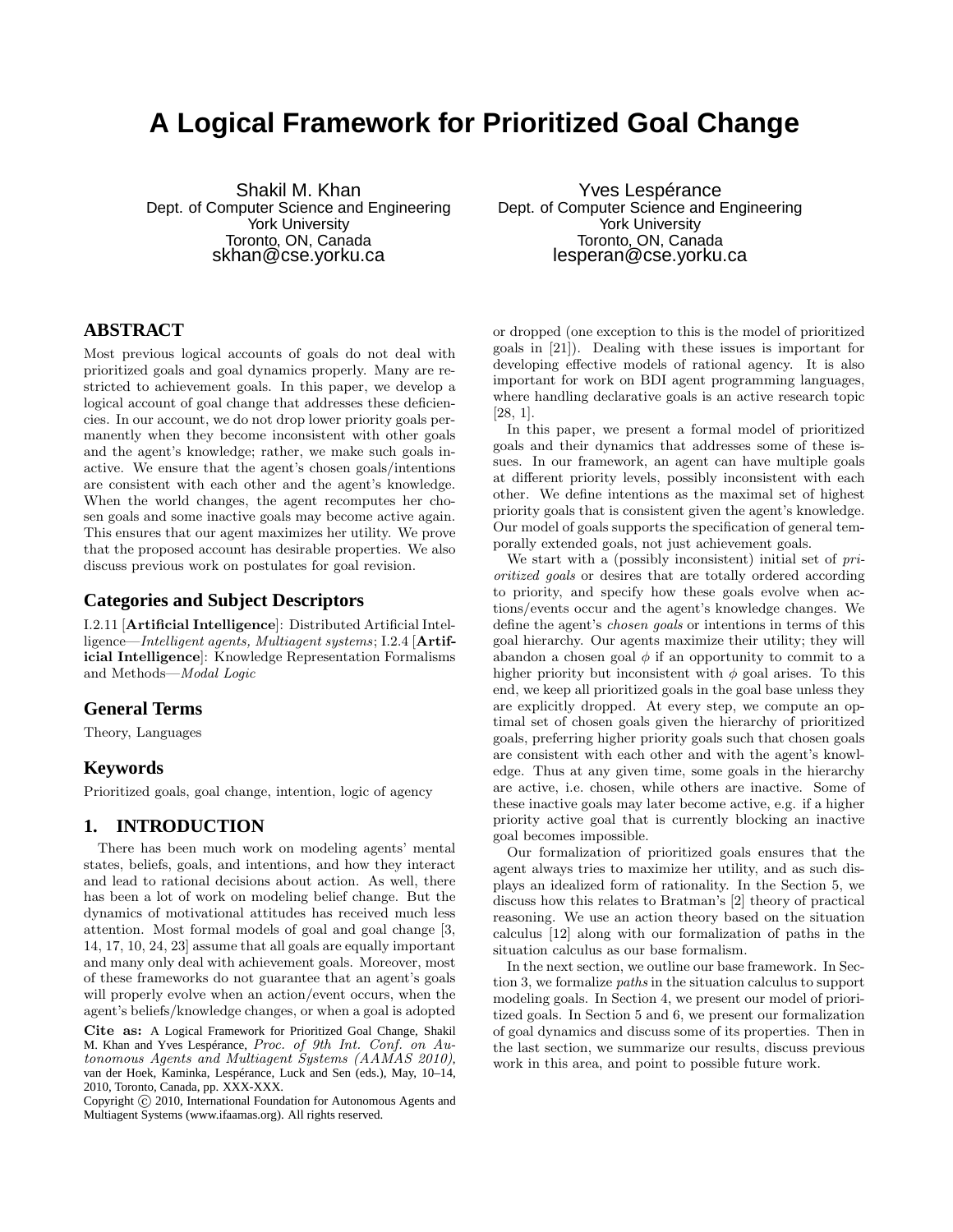# A Logical Framework for Prioritized Goal Change

Shakil M. Khan
Dept. of Computer Science and Engineering
York University
Toronto, ON, Canada
skhan@cse.yorku.ca

Yves Lespérance
Dept. of Computer Science and Engineering
York University
Toronto, ON, Canada
lesperan@cse.yorku.ca

## ABSTRACT

Most previous logical accounts of goals do not deal with prioritized goals and goal dynamics properly. Many are restricted to achievement goals. In this paper, we develop a logical account of goal change that addresses these deficiencies. In our account, we do not drop lower priority goals permanently when they become inconsistent with other goals and the agent's knowledge; rather, we make such goals inactive. We ensure that the agent's chosen goals/intentions are consistent with each other and the agent's knowledge. When the world changes, the agent recomputes her chosen goals and some inactive goals may become active again. This ensures that our agent maximizes her utility. We prove that the proposed account has desirable properties. We also discuss previous work on postulates for goal revision.

## Categories and Subject Descriptors

I.2.11 [**Artificial Intelligence**]: Distributed Artificial Intelligence—*Intelligent agents, Multiagent systems*; I.2.4 [**Artificial Intelligence**]: Knowledge Representation Formalisms and Methods—*Modal Logic*

## General Terms

Theory, Languages

## Keywords

Prioritized goals, goal change, intention, logic of agency

## 1. INTRODUCTION

There has been much work on modeling agents' mental states, beliefs, goals, and intentions, and how they interact and lead to rational decisions about action. As well, there has been a lot of work on modeling belief change. But the dynamics of motivational attitudes has received much less attention. Most formal models of goal and goal change [3, 14, 17, 10, 24, 23] assume that all goals are equally important and many only deal with achievement goals. Moreover, most of these frameworks do not guarantee that an agent's goals will properly evolve when an action/event occurs, when the agent's beliefs/knowledge changes, or when a goal is adopted or dropped (one exception to this is the model of prioritized goals in [21]). Dealing with these issues is important for developing effective models of rational agency. It is also important for work on BDI agent programming languages, where handling declarative goals is an active research topic [28, 1].

In this paper, we present a formal model of prioritized goals and their dynamics that addresses some of these issues. In our framework, an agent can have multiple goals at different priority levels, possibly inconsistent with each other. We define intentions as the maximal set of highest priority goals that is consistent given the agent's knowledge. Our model of goals supports the specification of general temporally extended goals, not just achievement goals.

We start with a (possibly inconsistent) initial set of *prioritized goals* or desires that are totally ordered according to priority, and specify how these goals evolve when actions/events occur and the agent's knowledge changes. We define the agent's *chosen goals* or intentions in terms of this goal hierarchy. Our agents maximize their utility; they will abandon a chosen goal $\phi$ if an opportunity to commit to a higher priority but inconsistent with $\phi$ goal arises. To this end, we keep all prioritized goals in the goal base unless they are explicitly dropped. At every step, we compute an optimal set of chosen goals given the hierarchy of prioritized goals, preferring higher priority goals such that chosen goals are consistent with each other and with the agent's knowledge. Thus at any given time, some goals in the hierarchy are active, i.e. chosen, while others are inactive. Some of these inactive goals may later become active, e.g. if a higher priority active goal that is currently blocking an inactive goal becomes impossible.

Our formalization of prioritized goals ensures that the agent always tries to maximize her utility, and as such displays an idealized form of rationality. In the Section 5, we discuss how this relates to Bratman's [2] theory of practical reasoning. We use an action theory based on the situation calculus [12] along with our formalization of paths in the situation calculus as our base formalism.

In the next section, we outline our base framework. In Section 3, we formalize *paths* in the situation calculus to support modeling goals. In Section 4, we present our model of prioritized goals. In Section 5 and 6, we present our formalization of goal dynamics and discuss some of its properties. Then in the last section, we summarize our results, discuss previous work in this area, and point to possible future work.

**Cite as:** A Logical Framework for Prioritized Goal Change, Shakil M. Khan and Yves Lespérance, *Proc. of 9th Int. Conf. on Autonomous Agents and Multiagent Systems (AAMAS 2010)*, van der Hoek, Kaminka, Lespérance, Luck and Sen (eds.), May, 10–14, 2010, Toronto, Canada, pp. XXX-XXX.
Copyright © 2010, International Foundation for Autonomous Agents and Multiagent Systems (www.ifaamas.org). All rights reserved.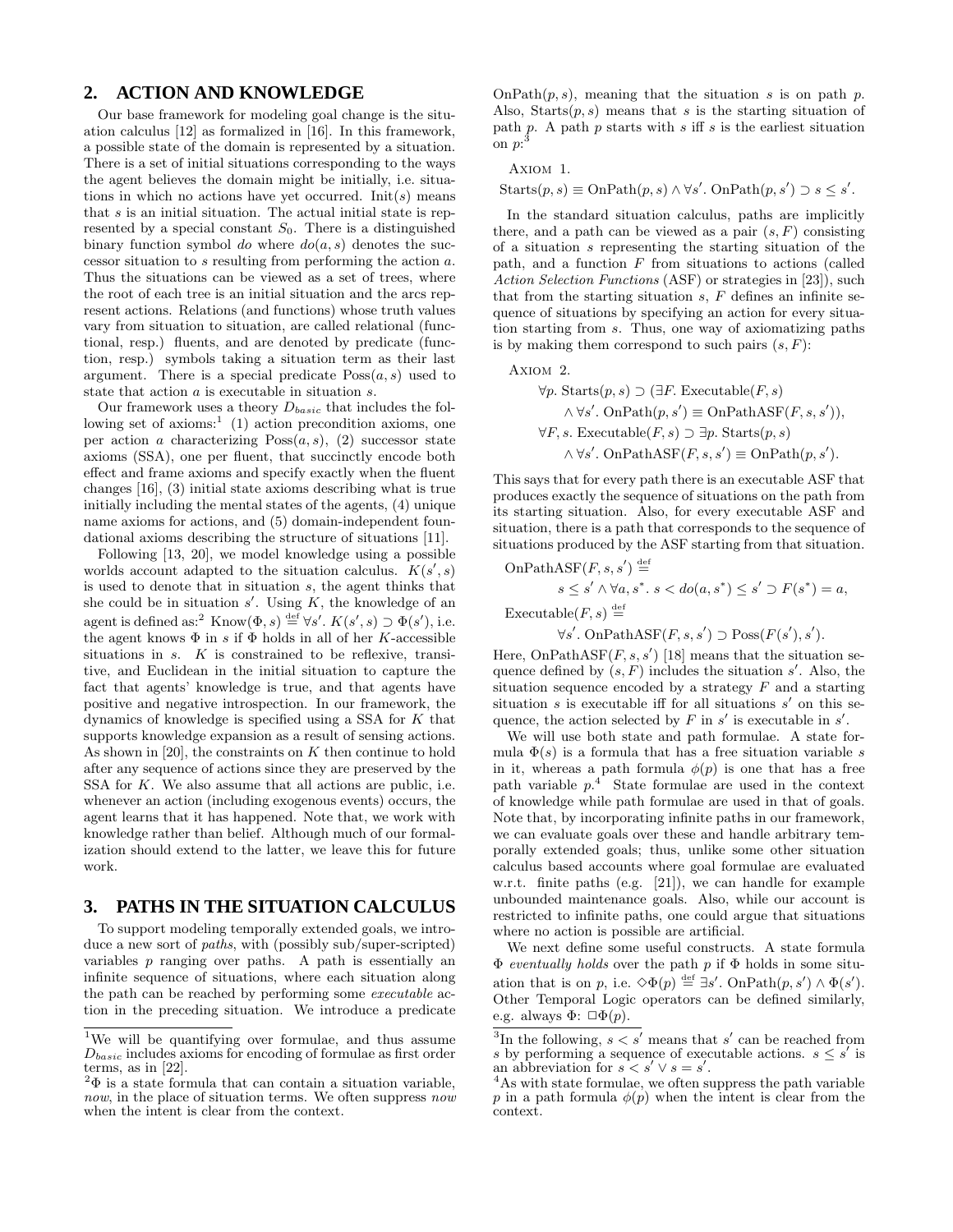## 2. ACTION AND KNOWLEDGE

Our base framework for modeling goal change is the situation calculus [12] as formalized in [16]. In this framework, a possible state of the domain is represented by a situation. There is a set of initial situations corresponding to the ways the agent believes the domain might be initially, i.e. situations in which no actions have yet occurred. $\text{Init}(s)$ means that $s$ is an initial situation. The actual initial state is represented by a special constant $S_0$. There is a distinguished binary function symbol *do* where $do(a, s)$ denotes the successor situation to $s$ resulting from performing the action $a$. Thus the situations can be viewed as a set of trees, where the root of each tree is an initial situation and the arcs represent actions. Relations (and functions) whose truth values vary from situation to situation, are called relational (functional, resp.) fluents, and are denoted by predicate (function, resp.) symbols taking a situation term as their last argument. There is a special predicate $\text{Poss}(a, s)$ used to state that action $a$ is executable in situation $s$.

Our framework uses a theory $D_{basic}$ that includes the following set of axioms:[1] (1) action precondition axioms, one per action $a$ characterizing $\text{Poss}(a, s)$, (2) successor state axioms (SSA), one per fluent, that succinctly encode both effect and frame axioms and specify exactly when the fluent changes [16], (3) initial state axioms describing what is true initially including the mental states of the agents, (4) unique name axioms for actions, and (5) domain-independent foundational axioms describing the structure of situations [11].

Following [13, 20], we model knowledge using a possible worlds account adapted to the situation calculus. $K(s', s)$ is used to denote that in situation $s$, the agent thinks that she could be in situation $s'$. Using $K$, the knowledge of an agent is defined as:[2] $\text{Know}(\Phi, s) \stackrel{\text{def}}{=} \forall s'.\ K(s', s) \supset \Phi(s')$, i.e. the agent knows $\Phi$ in $s$ if $\Phi$ holds in all of her $K$-accessible situations in $s$. $K$ is constrained to be reflexive, transitive, and Euclidean in the initial situation to capture the fact that agents' knowledge is true, and that agents have positive and negative introspection. In our framework, the dynamics of knowledge is specified using a SSA for $K$ that supports knowledge expansion as a result of sensing actions. As shown in [20], the constraints on $K$ then continue to hold after any sequence of actions since they are preserved by the SSA for $K$. We also assume that all actions are public, i.e. whenever an action (including exogenous events) occurs, the agent learns that it has happened. Note that, we work with knowledge rather than belief. Although much of our formalization should extend to the latter, we leave this for future work.

## 3. PATHS IN THE SITUATION CALCULUS

To support modeling temporally extended goals, we introduce a new sort of *paths*, with (possibly sub/super-scripted) variables $p$ ranging over paths. A path is essentially an infinite sequence of situations, where each situation along the path can be reached by performing some *executable* action in the preceding situation. We introduce a predicate $\text{OnPath}(p, s)$, meaning that the situation $s$ is on path $p$. Also, $\text{Starts}(p, s)$ means that $s$ is the starting situation of path $p$. A path $p$ starts with $s$ iff $s$ is the earliest situation on $p$:[3]

Axiom 1.

$$\text{Starts}(p, s) \equiv \text{OnPath}(p, s) \land \forall s'.\ \text{OnPath}(p, s') \supset s \leq s'.$$

In the standard situation calculus, paths are implicitly there, and a path can be viewed as a pair $(s, F)$ consisting of a situation $s$ representing the starting situation of the path, and a function $F$ from situations to actions (called *Action Selection Functions* (ASF) or strategies in [23]), such that from the starting situation $s$, $F$ defines an infinite sequence of situations by specifying an action for every situation starting from $s$. Thus, one way of axiomatizing paths is by making them correspond to such pairs $(s, F)$:

Axiom 2.

$$\begin{aligned}
&\forall p.\ \text{Starts}(p, s) \supset (\exists F.\ \text{Executable}(F, s)\\
&\qquad \land \forall s'.\ \text{OnPath}(p, s') \equiv \text{OnPathASF}(F, s, s')),\\
&\forall F, s.\ \text{Executable}(F, s) \supset \exists p.\ \text{Starts}(p, s)\\
&\qquad \land \forall s'.\ \text{OnPathASF}(F, s, s') \equiv \text{OnPath}(p, s').
\end{aligned}$$

This says that for every path there is an executable ASF that produces exactly the sequence of situations on the path from its starting situation. Also, for every executable ASF and situation, there is a path that corresponds to the sequence of situations produced by the ASF starting from that situation.

$$\begin{aligned}
&\text{OnPathASF}(F, s, s') \stackrel{\text{def}}{=}\\
&\qquad s \leq s' \land \forall a, s^*.\ s < do(a, s^*) \leq s' \supset F(s^*) = a,\\
&\text{Executable}(F, s) \stackrel{\text{def}}{=}\\
&\qquad \forall s'.\ \text{OnPathASF}(F, s, s') \supset \text{Poss}(F(s'), s').
\end{aligned}$$

Here, $\text{OnPathASF}(F, s, s')$ [18] means that the situation sequence defined by $(s, F)$ includes the situation $s'$. Also, the situation sequence encoded by a strategy $F$ and a starting situation $s$ is executable iff for all situations $s'$ on this sequence, the action selected by $F$ in $s'$ is executable in $s'$.

We will use both state and path formulae. A state formula $\Phi(s)$ is a formula that has a free situation variable $s$ in it, whereas a path formula $\phi(p)$ is one that has a free path variable $p$.[4] State formulae are used in the context of knowledge while path formulae are used in that of goals. Note that, by incorporating infinite paths in our framework, we can evaluate goals over these and handle arbitrary temporally extended goals; thus, unlike some other situation calculus based accounts where goal formulae are evaluated w.r.t. finite paths (e.g. [21]), we can handle for example unbounded maintenance goals. Also, while our account is restricted to infinite paths, one could argue that situations where no action is possible are artificial.

We next define some useful constructs. A state formula $\Phi$ *eventually holds* over the path $p$ if $\Phi$ holds in some situation that is on $p$, i.e. $\Diamond\Phi(p) \stackrel{\text{def}}{=} \exists s'.\ \text{OnPath}(p, s') \land \Phi(s')$. Other Temporal Logic operators can be defined similarly, e.g. always $\Phi$: $\Box\Phi(p)$.

---

[1] We will be quantifying over formulae, and thus assume $D_{basic}$ includes axioms for encoding of formulae as first order terms, as in [22].

[2] $\Phi$ is a state formula that can contain a situation variable, *now*, in the place of situation terms. We often suppress *now* when the intent is clear from the context.

[3] In the following, $s < s'$ means that $s'$ can be reached from $s$ by performing a sequence of executable actions. $s \leq s'$ is an abbreviation for $s < s' \lor s = s'$.

[4] As with state formulae, we often suppress the path variable $p$ in a path formula $\phi(p)$ when the intent is clear from the context.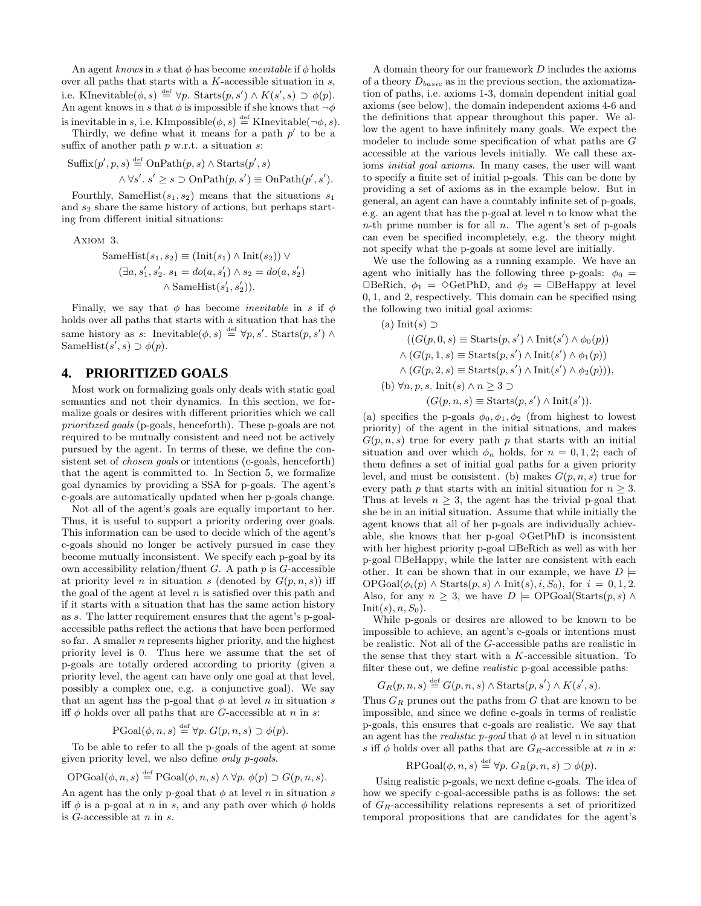An agent *knows* in $s$ that $\phi$ has become *inevitable* if $\phi$ holds over all paths that starts with a $K$-accessible situation in $s$, i.e. $\text{KInevitable}(\phi, s) \stackrel{\text{def}}{=} \forall p.\ \text{Starts}(p, s') \wedge K(s', s) \supset \phi(p)$. An agent knows in $s$ that $\phi$ is impossible if she knows that $\neg\phi$ is inevitable in $s$, i.e. $\text{KImpossible}(\phi, s) \stackrel{\text{def}}{=} \text{KInevitable}(\neg\phi, s)$.

Thirdly, we define what it means for a path $p'$ to be a suffix of another path $p$ w.r.t. a situation $s$:

$$\text{Suffix}(p', p, s) \stackrel{\text{def}}{=} \text{OnPath}(p, s) \wedge \text{Starts}(p', s) \wedge \forall s'.\ s' \geq s \supset \text{OnPath}(p, s') \equiv \text{OnPath}(p', s').$$

Fourthly, $\text{SameHist}(s_1, s_2)$ means that the situations $s_1$ and $s_2$ share the same history of actions, but perhaps starting from different initial situations:

Axiom 3.

$$\text{SameHist}(s_1, s_2) \equiv (\text{Init}(s_1) \wedge \text{Init}(s_2)) \vee (\exists a, s_1', s_2'.\ s_1 = do(a, s_1') \wedge s_2 = do(a, s_2') \wedge \text{SameHist}(s_1', s_2')).$$

Finally, we say that $\phi$ has become *inevitable* in $s$ if $\phi$ holds over all paths that starts with a situation that has the same history as $s$: $\text{Inevitable}(\phi, s) \stackrel{\text{def}}{=} \forall p, s'.\ \text{Starts}(p, s') \wedge \text{SameHist}(s', s) \supset \phi(p)$.

## 4. PRIORITIZED GOALS

Most work on formalizing goals only deals with static goal semantics and not their dynamics. In this section, we formalize goals or desires with different priorities which we call *prioritized goals* (p-goals, henceforth). These p-goals are not required to be mutually consistent and need not be actively pursued by the agent. In terms of these, we define the consistent set of *chosen goals* or intentions (c-goals, henceforth) that the agent is committed to. In Section 5, we formalize goal dynamics by providing a SSA for p-goals. The agent's c-goals are automatically updated when her p-goals change.

Not all of the agent's goals are equally important to her. Thus, it is useful to support a priority ordering over goals. This information can be used to decide which of the agent's c-goals should no longer be actively pursued in case they become mutually inconsistent. We specify each p-goal by its own accessibility relation/fluent $G$. A path $p$ is $G$-accessible at priority level $n$ in situation $s$ (denoted by $G(p, n, s)$) iff the goal of the agent at level $n$ is satisfied over this path and if it starts with a situation that has the same action history as $s$. The latter requirement ensures that the agent's p-goal-accessible paths reflect the actions that have been performed so far. A smaller $n$ represents higher priority, and the highest priority level is 0. Thus here we assume that the set of p-goals are totally ordered according to priority (given a priority level, the agent can have only one goal at that level, possibly a complex one, e.g. a conjunctive goal). We say that an agent has the p-goal that $\phi$ at level $n$ in situation $s$ iff $\phi$ holds over all paths that are $G$-accessible at $n$ in $s$:

$$\text{PGoal}(\phi, n, s) \stackrel{\text{def}}{=} \forall p.\ G(p, n, s) \supset \phi(p).$$

To be able to refer to all the p-goals of the agent at some given priority level, we also define *only p-goals*.

$$\text{OPGoal}(\phi, n, s) \stackrel{\text{def}}{=} \text{PGoal}(\phi, n, s) \wedge \forall p.\ \phi(p) \supset G(p, n, s).$$

An agent has the only p-goal that $\phi$ at level $n$ in situation $s$ iff $\phi$ is a p-goal at $n$ in $s$, and any path over which $\phi$ holds is $G$-accessible at $n$ in $s$.

A domain theory for our framework $D$ includes the axioms of a theory $D_{basic}$ as in the previous section, the axiomatization of paths, i.e. axioms 1-3, domain dependent initial goal axioms (see below), the domain independent axioms 4-6 and the definitions that appear throughout this paper. We allow the agent to have infinitely many goals. We expect the modeler to include some specification of what paths are $G$ accessible at the various levels initially. We call these axioms *initial goal axioms*. In many cases, the user will want to specify a finite set of initial p-goals. This can be done by providing a set of axioms as in the example below. But in general, an agent can have a countably infinite set of p-goals, e.g. an agent that has the p-goal at level $n$ to know what the $n$-th prime number is for all $n$. The agent's set of p-goals can even be specified incompletely, e.g. the theory might not specify what the p-goals at some level are initially.

We use the following as a running example. We have an agent who initially has the following three p-goals: $\phi_0 = \Box\text{BeRich}$, $\phi_1 = \Diamond\text{GetPhD}$, and $\phi_2 = \Box\text{BeHappy}$ at level 0, 1, and 2, respectively. This domain can be specified using the following two initial goal axioms:

$$\begin{aligned}
\text{(a) } & \text{Init}(s) \supset \\
& ((G(p, 0, s) \equiv \text{Starts}(p, s') \wedge \text{Init}(s') \wedge \phi_0(p)) \\
& \wedge (G(p, 1, s) \equiv \text{Starts}(p, s') \wedge \text{Init}(s') \wedge \phi_1(p)) \\
& \wedge (G(p, 2, s) \equiv \text{Starts}(p, s') \wedge \text{Init}(s') \wedge \phi_2(p))), \\
\text{(b) } & \forall n, p, s.\ \text{Init}(s) \wedge n \geq 3 \supset \\
& (G(p, n, s) \equiv \text{Starts}(p, s') \wedge \text{Init}(s')).
\end{aligned}$$

(a) specifies the p-goals $\phi_0, \phi_1, \phi_2$ (from highest to lowest priority) of the agent in the initial situations, and makes $G(p, n, s)$ true for every path $p$ that starts with an initial situation and over which $\phi_n$ holds, for $n = 0, 1, 2$; each of them defines a set of initial goal paths for a given priority level, and must be consistent. (b) makes $G(p, n, s)$ true for every path $p$ that starts with an initial situation for $n \geq 3$. Thus at levels $n \geq 3$, the agent has the trivial p-goal that she be in an initial situation. Assume that while initially the agent knows that all of her p-goals are individually achievable, she knows that her p-goal $\Diamond\text{GetPhD}$ is inconsistent with her highest priority p-goal $\Box\text{BeRich}$ as well as with her p-goal $\Box\text{BeHappy}$, while the latter are consistent with each other. It can be shown that in our example, we have $D \models \text{OPGoal}(\phi_i(p) \wedge \text{Starts}(p, s) \wedge \text{Init}(s), i, S_0)$, for $i = 0, 1, 2$. Also, for any $n \geq 3$, we have $D \models \text{OPGoal}(\text{Starts}(p, s) \wedge \text{Init}(s), n, S_0)$.

While p-goals or desires are allowed to be known to be impossible to achieve, an agent's c-goals or intentions must be realistic. Not all of the $G$-accessible paths are realistic in the sense that they start with a $K$-accessible situation. To filter these out, we define *realistic* p-goal accessible paths:

$$G_R(p, n, s) \stackrel{\text{def}}{=} G(p, n, s) \wedge \text{Starts}(p, s') \wedge K(s', s).$$

Thus $G_R$ prunes out the paths from $G$ that are known to be impossible, and since we define c-goals in terms of realistic p-goals, this ensures that c-goals are realistic. We say that an agent has the *realistic p-goal* that $\phi$ at level $n$ in situation $s$ iff $\phi$ holds over all paths that are $G_R$-accessible at $n$ in $s$:

$$\text{RPGoal}(\phi, n, s) \stackrel{\text{def}}{=} \forall p.\ G_R(p, n, s) \supset \phi(p).$$

Using realistic p-goals, we next define c-goals. The idea of how we specify c-goal-accessible paths is as follows: the set of $G_R$-accessibility relations represents a set of prioritized temporal propositions that are candidates for the agent's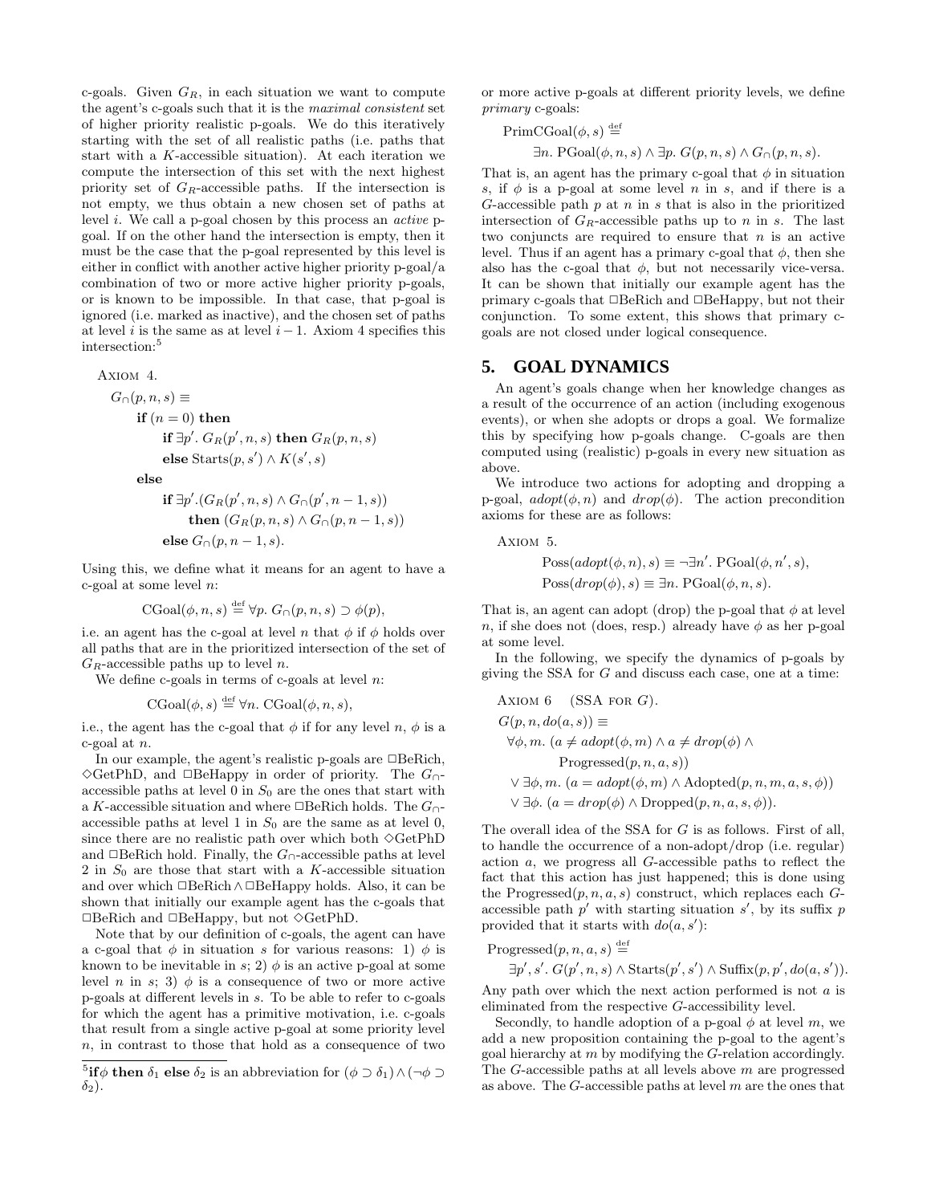c-goals. Given $G_R$, in each situation we want to compute the agent's c-goals such that it is the *maximal consistent* set of higher priority realistic p-goals. We do this iteratively starting with the set of all realistic paths (i.e. paths that start with a $K$-accessible situation). At each iteration we compute the intersection of this set with the next highest priority set of $G_R$-accessible paths. If the intersection is not empty, we thus obtain a new chosen set of paths at level $i$. We call a p-goal chosen by this process an *active* p-goal. If on the other hand the intersection is empty, then it must be the case that the p-goal represented by this level is either in conflict with another active higher priority p-goal/a combination of two or more active higher priority p-goals, or is known to be impossible. In that case, that p-goal is ignored (i.e. marked as inactive), and the chosen set of paths at level $i$ is the same as at level $i-1$. Axiom 4 specifies this intersection:[5]

Axiom 4.

$$
\begin{aligned}
&G_\cap(p, n, s) \equiv \\
&\quad \textbf{if } (n = 0) \textbf{ then} \\
&\quad\quad \textbf{if } \exists p'.\, G_R(p', n, s) \textbf{ then } G_R(p, n, s) \\
&\quad\quad \textbf{else } \mathrm{Starts}(p, s') \wedge K(s', s) \\
&\quad \textbf{else} \\
&\quad\quad \textbf{if } \exists p'.(G_R(p', n, s) \wedge G_\cap(p', n-1, s)) \\
&\quad\quad\quad \textbf{then } (G_R(p, n, s) \wedge G_\cap(p, n-1, s)) \\
&\quad\quad \textbf{else } G_\cap(p, n-1, s).
\end{aligned}
$$

Using this, we define what it means for an agent to have a c-goal at some level $n$:

$$\mathrm{CGoal}(\phi, n, s) \stackrel{\text{def}}{=} \forall p.\, G_\cap(p, n, s) \supset \phi(p),$$

i.e. an agent has the c-goal at level $n$ that $\phi$ if $\phi$ holds over all paths that are in the prioritized intersection of the set of $G_R$-accessible paths up to level $n$.

We define c-goals in terms of c-goals at level $n$:

$$\mathrm{CGoal}(\phi, s) \stackrel{\text{def}}{=} \forall n.\, \mathrm{CGoal}(\phi, n, s),$$

i.e., the agent has the c-goal that $\phi$ if for any level $n$, $\phi$ is a c-goal at $n$.

In our example, the agent's realistic p-goals are $\Box$BeRich, $\Diamond$GetPhD, and $\Box$BeHappy in order of priority. The $G_\cap$-accessible paths at level 0 in $S_0$ are the ones that start with a $K$-accessible situation and where $\Box$BeRich holds. The $G_\cap$-accessible paths at level 1 in $S_0$ are the same as at level 0, since there are no realistic path over which both $\Diamond$GetPhD and $\Box$BeRich hold. Finally, the $G_\cap$-accessible paths at level 2 in $S_0$ are those that start with a $K$-accessible situation and over which $\Box$BeRich $\wedge$ $\Box$BeHappy holds. Also, it can be shown that initially our example agent has the c-goals that $\Box$BeRich and $\Box$BeHappy, but not $\Diamond$GetPhD.

Note that by our definition of c-goals, the agent can have a c-goal that $\phi$ in situation $s$ for various reasons: 1) $\phi$ is known to be inevitable in $s$; 2) $\phi$ is an active p-goal at some level $n$ in $s$; 3) $\phi$ is a consequence of two or more active p-goals at different levels in $s$. To be able to refer to c-goals for which the agent has a primitive motivation, i.e. c-goals that result from a single active p-goal at some priority level $n$, in contrast to those that hold as a consequence of two or more active p-goals at different priority levels, we define *primary* c-goals:

$$\mathrm{PrimCGoal}(\phi, s) \stackrel{\text{def}}{=} \exists n.\, \mathrm{PGoal}(\phi, n, s) \wedge \exists p.\, G(p, n, s) \wedge G_\cap(p, n, s).$$

That is, an agent has the primary c-goal that $\phi$ in situation $s$, if $\phi$ is a p-goal at some level $n$ in $s$, and if there is a $G$-accessible path $p$ at $n$ in $s$ that is also in the prioritized intersection of $G_R$-accessible paths up to $n$ in $s$. The last two conjuncts are required to ensure that $n$ is an active level. Thus if an agent has a primary c-goal that $\phi$, then she also has the c-goal that $\phi$, but not necessarily vice-versa. It can be shown that initially our example agent has the primary c-goals that $\Box$BeRich and $\Box$BeHappy, but not their conjunction. To some extent, this shows that primary c-goals are not closed under logical consequence.

## 5. GOAL DYNAMICS

An agent's goals change when her knowledge changes as a result of the occurrence of an action (including exogenous events), or when she adopts or drops a goal. We formalize this by specifying how p-goals change. C-goals are then computed using (realistic) p-goals in every new situation as above.

We introduce two actions for adopting and dropping a p-goal, $adopt(\phi, n)$ and $drop(\phi)$. The action precondition axioms for these are as follows:

Axiom 5.

$$
\begin{aligned}
&\mathrm{Poss}(adopt(\phi, n), s) \equiv \neg\exists n'.\, \mathrm{PGoal}(\phi, n', s), \\
&\mathrm{Poss}(drop(\phi), s) \equiv \exists n.\, \mathrm{PGoal}(\phi, n, s).
\end{aligned}
$$

That is, an agent can adopt (drop) the p-goal that $\phi$ at level $n$, if she does not (does, resp.) already have $\phi$ as her p-goal at some level.

In the following, we specify the dynamics of p-goals by giving the SSA for $G$ and discuss each case, one at a time:

Axiom 6 (SSA for $G$).

$$
\begin{aligned}
&G(p, n, do(a, s)) \equiv \\
&\quad \forall \phi, m.\, (a \neq adopt(\phi, m) \wedge a \neq drop(\phi) \wedge \\
&\quad\quad \mathrm{Progressed}(p, n, a, s)) \\
&\quad \vee \exists \phi, m.\, (a = adopt(\phi, m) \wedge \mathrm{Adopted}(p, n, m, a, s, \phi)) \\
&\quad \vee \exists \phi.\, (a = drop(\phi) \wedge \mathrm{Dropped}(p, n, a, s, \phi)).
\end{aligned}
$$

The overall idea of the SSA for $G$ is as follows. First of all, to handle the occurrence of a non-adopt/drop (i.e. regular) action $a$, we progress all $G$-accessible paths to reflect the fact that this action has just happened; this is done using the $\mathrm{Progressed}(p, n, a, s)$ construct, which replaces each $G$-accessible path $p'$ with starting situation $s'$, by its suffix $p$ provided that it starts with $do(a, s')$:

$$\mathrm{Progressed}(p, n, a, s) \stackrel{\text{def}}{=} \exists p', s'.\, G(p', n, s) \wedge \mathrm{Starts}(p', s') \wedge \mathrm{Suffix}(p, p', do(a, s')).$$

Any path over which the next action performed is not $a$ is eliminated from the respective $G$-accessibility level.

Secondly, to handle adoption of a p-goal $\phi$ at level $m$, we add a new proposition containing the p-goal to the agent's goal hierarchy at $m$ by modifying the $G$-relation accordingly. The $G$-accessible paths at all levels above $m$ are progressed as above. The $G$-accessible paths at level $m$ are the ones that

---

[5] **if** $\phi$ **then** $\delta_1$ **else** $\delta_2$ is an abbreviation for $(\phi \supset \delta_1) \wedge (\neg\phi \supset \delta_2)$.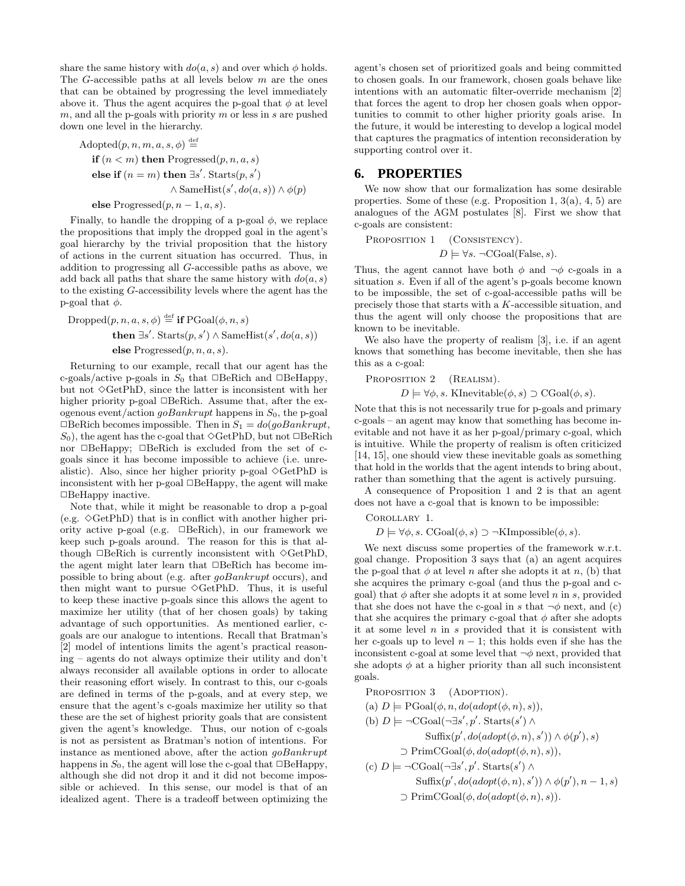share the same history with $do(a, s)$ and over which $\phi$ holds. The $G$-accessible paths at all levels below $m$ are the ones that can be obtained by progressing the level immediately above it. Thus the agent acquires the p-goal that $\phi$ at level $m$, and all the p-goals with priority $m$ or less in $s$ are pushed down one level in the hierarchy.

$$
\begin{aligned}
&\text{Adopted}(p, n, m, a, s, \phi) \stackrel{\text{def}}{=} \\
&\quad \textbf{if } (n < m) \textbf{ then } \text{Progressed}(p, n, a, s) \\
&\quad \textbf{else if } (n = m) \textbf{ then } \exists s'.\ \text{Starts}(p, s') \\
&\qquad\qquad\qquad \wedge \text{SameHist}(s', do(a, s)) \wedge \phi(p) \\
&\quad \textbf{else } \text{Progressed}(p, n-1, a, s).
\end{aligned}
$$

Finally, to handle the dropping of a p-goal $\phi$, we replace the propositions that imply the dropped goal in the agent's goal hierarchy by the trivial proposition that the history of actions in the current situation has occurred. Thus, in addition to progressing all $G$-accessible paths as above, we add back all paths that share the same history with $do(a, s)$ to the existing $G$-accessibility levels where the agent has the p-goal that $\phi$.

$$
\begin{aligned}
&\text{Dropped}(p, n, a, s, \phi) \stackrel{\text{def}}{=} \textbf{if } \text{PGoal}(\phi, n, s) \\
&\qquad \textbf{then } \exists s'.\ \text{Starts}(p, s') \wedge \text{SameHist}(s', do(a, s)) \\
&\qquad \textbf{else } \text{Progressed}(p, n, a, s).
\end{aligned}
$$

Returning to our example, recall that our agent has the c-goals/active p-goals in $S_0$ that $\square$BeRich and $\square$BeHappy, but not $\diamond$GetPhD, since the latter is inconsistent with her higher priority p-goal $\square$BeRich. Assume that, after the exogenous event/action *goBankrupt* happens in $S_0$, the p-goal $\square$BeRich becomes impossible. Then in $S_1 = do(goBankrupt, S_0)$, the agent has the c-goal that $\diamond$GetPhD, but not $\square$BeRich nor $\square$BeHappy; $\square$BeRich is excluded from the set of c-goals since it has become impossible to achieve (i.e. unrealistic). Also, since her higher priority p-goal $\diamond$GetPhD is inconsistent with her p-goal $\square$BeHappy, the agent will make $\square$BeHappy inactive.

Note that, while it might be reasonable to drop a p-goal (e.g. $\diamond$GetPhD) that is in conflict with another higher priority active p-goal (e.g. $\square$BeRich), in our framework we keep such p-goals around. The reason for this is that although $\square$BeRich is currently inconsistent with $\diamond$GetPhD, the agent might later learn that $\square$BeRich has become impossible to bring about (e.g. after *goBankrupt* occurs), and then might want to pursue $\diamond$GetPhD. Thus, it is useful to keep these inactive p-goals since this allows the agent to maximize her utility (that of her chosen goals) by taking advantage of such opportunities. As mentioned earlier, c-goals are our analogue to intentions. Recall that Bratman's [2] model of intentions limits the agent's practical reasoning – agents do not always optimize their utility and don't always reconsider all available options in order to allocate their reasoning effort wisely. In contrast to this, our c-goals are defined in terms of the p-goals, and at every step, we ensure that the agent's c-goals maximize her utility so that these are the set of highest priority goals that are consistent given the agent's knowledge. Thus, our notion of c-goals is not as persistent as Bratman's notion of intentions. For instance as mentioned above, after the action *goBankrupt* happens in $S_0$, the agent will lose the c-goal that $\square$BeHappy, although she did not drop it and it did not become impossible or achieved. In this sense, our model is that of an idealized agent. There is a tradeoff between optimizing the agent's chosen set of prioritized goals and being committed to chosen goals. In our framework, chosen goals behave like intentions with an automatic filter-override mechanism [2] that forces the agent to drop her chosen goals when opportunities to commit to other higher priority goals arise. In the future, it would be interesting to develop a logical model that captures the pragmatics of intention reconsideration by supporting control over it.

## 6. PROPERTIES

We now show that our formalization has some desirable properties. Some of these (e.g. Proposition 1, 3(a), 4, 5) are analogues of the AGM postulates [8]. First we show that c-goals are consistent:

Proposition 1 (Consistency).

$$D \models \forall s.\ \neg\text{CGoal}(\text{False}, s).$$

Thus, the agent cannot have both $\phi$ and $\neg\phi$ c-goals in a situation $s$. Even if all of the agent's p-goals become known to be impossible, the set of c-goal-accessible paths will be precisely those that starts with a $K$-accessible situation, and thus the agent will only choose the propositions that are known to be inevitable.

We also have the property of realism [3], i.e. if an agent knows that something has become inevitable, then she has this as a c-goal:

Proposition 2 (Realism).

$$D \models \forall \phi, s.\ \text{KInevitable}(\phi, s) \supset \text{CGoal}(\phi, s).$$

Note that this is not necessarily true for p-goals and primary c-goals – an agent may know that something has become inevitable and not have it as her p-goal/primary c-goal, which is intuitive. While the property of realism is often criticized [14, 15], one should view these inevitable goals as something that hold in the worlds that the agent intends to bring about, rather than something that the agent is actively pursuing.

A consequence of Proposition 1 and 2 is that an agent does not have a c-goal that is known to be impossible:

Corollary 1.

$$D \models \forall \phi, s.\ \text{CGoal}(\phi, s) \supset \neg\text{KImpossible}(\phi, s).$$

We next discuss some properties of the framework w.r.t. goal change. Proposition 3 says that (a) an agent acquires the p-goal that $\phi$ at level $n$ after she adopts it at $n$, (b) that she acquires the primary c-goal (and thus the p-goal and c-goal) that $\phi$ after she adopts it at some level $n$ in $s$, provided that she does not have the c-goal in $s$ that $\neg\phi$ next, and (c) that she acquires the primary c-goal that $\phi$ after she adopts it at some level $n$ in $s$ provided that it is consistent with her c-goals up to level $n-1$; this holds even if she has the inconsistent c-goal at some level that $\neg\phi$ next, provided that she adopts $\phi$ at a higher priority than all such inconsistent goals.

Proposition 3 (Adoption).

(a) $D \models \text{PGoal}(\phi, n, do(adopt(\phi, n), s))$,

(b) $D \models \neg\text{CGoal}(\neg\exists s', p'.\ \text{Starts}(s') \wedge \text{Suffix}(p', do(adopt(\phi, n), s')) \wedge \phi(p'), s) \supset \text{PrimCGoal}(\phi, do(adopt(\phi, n), s))$,

(c) $D \models \neg\text{CGoal}(\neg\exists s', p'.\ \text{Starts}(s') \wedge \text{Suffix}(p', do(adopt(\phi, n), s')) \wedge \phi(p'), n-1, s) \supset \text{PrimCGoal}(\phi, do(adopt(\phi, n), s))$.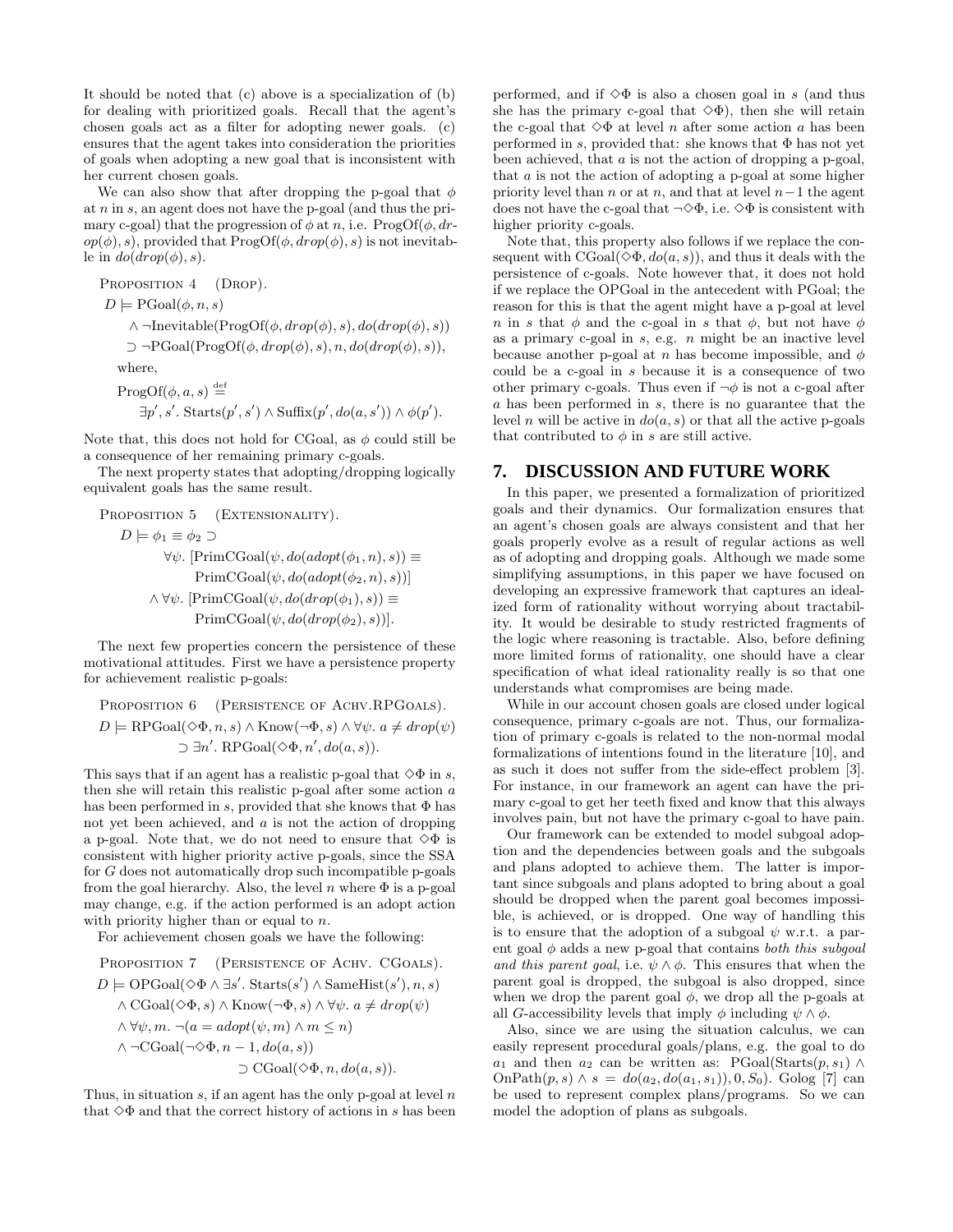It should be noted that (c) above is a specialization of (b) for dealing with prioritized goals. Recall that the agent's chosen goals act as a filter for adopting newer goals. (c) ensures that the agent takes into consideration the priorities of goals when adopting a new goal that is inconsistent with her current chosen goals.

We can also show that after dropping the p-goal that $\phi$ at $n$ in $s$, an agent does not have the p-goal (and thus the primary c-goal) that the progression of $\phi$ at $n$, i.e. $\text{ProgOf}(\phi, drop(\phi), s)$, provided that $\text{ProgOf}(\phi, drop(\phi), s)$ is not inevitable in $do(drop(\phi), s)$.

Proposition 4 (Drop).

$$
\begin{aligned}
D \models\ & \text{PGoal}(\phi, n, s) \\
& \wedge \neg\text{Inevitable}(\text{ProgOf}(\phi, drop(\phi), s), do(drop(\phi), s)) \\
& \supset \neg\text{PGoal}(\text{ProgOf}(\phi, drop(\phi), s), n, do(drop(\phi), s)),
\end{aligned}
$$

where,

$$
\text{ProgOf}(\phi, a, s) \stackrel{\text{def}}{=} \exists p', s'.\ \text{Starts}(p', s') \wedge \text{Suffix}(p', do(a, s')) \wedge \phi(p').
$$

Note that, this does not hold for CGoal, as $\phi$ could still be a consequence of her remaining primary c-goals.

The next property states that adopting/dropping logically equivalent goals has the same result.

Proposition 5 (Extensionality).

$$
\begin{aligned}
D \models \phi_1 \equiv \phi_2 \supset\ & \\
& \forall\psi.\ [\text{PrimCGoal}(\psi, do(adopt(\phi_1, n), s)) \equiv \\
& \qquad \text{PrimCGoal}(\psi, do(adopt(\phi_2, n), s))] \\
& \wedge \forall\psi.\ [\text{PrimCGoal}(\psi, do(drop(\phi_1), s)) \equiv \\
& \qquad \text{PrimCGoal}(\psi, do(drop(\phi_2), s))].
\end{aligned}
$$

The next few properties concern the persistence of these motivational attitudes. First we have a persistence property for achievement realistic p-goals:

Proposition 6 (Persistence of Achv.RPGoals).

$$
\begin{aligned}
D \models\ & \text{RPGoal}(\Diamond\Phi, n, s) \wedge \text{Know}(\neg\Phi, s) \wedge \forall\psi.\ a \neq drop(\psi) \\
& \supset \exists n'.\ \text{RPGoal}(\Diamond\Phi, n', do(a, s)).
\end{aligned}
$$

This says that if an agent has a realistic p-goal that $\Diamond\Phi$ in $s$, then she will retain this realistic p-goal after some action $a$ has been performed in $s$, provided that she knows that $\Phi$ has not yet been achieved, and $a$ is not the action of dropping a p-goal. Note that, we do not need to ensure that $\Diamond\Phi$ is consistent with higher priority active p-goals, since the SSA for $G$ does not automatically drop such incompatible p-goals from the goal hierarchy. Also, the level $n$ where $\Phi$ is a p-goal may change, e.g. if the action performed is an adopt action with priority higher than or equal to $n$.

For achievement chosen goals we have the following:

Proposition 7 (Persistence of Achv. CGoals).

$$
\begin{aligned}
D \models\ & \text{OPGoal}(\Diamond\Phi \wedge \exists s'.\ \text{Starts}(s') \wedge \text{SameHist}(s'), n, s) \\
& \wedge \text{CGoal}(\Diamond\Phi, s) \wedge \text{Know}(\neg\Phi, s) \wedge \forall\psi.\ a \neq drop(\psi) \\
& \wedge \forall\psi, m.\ \neg(a = adopt(\psi, m) \wedge m \leq n) \\
& \wedge \neg\text{CGoal}(\neg\Diamond\Phi, n-1, do(a, s)) \\
& \qquad \supset \text{CGoal}(\Diamond\Phi, n, do(a, s)).
\end{aligned}
$$

Thus, in situation $s$, if an agent has the only p-goal at level $n$ that $\Diamond\Phi$ and that the correct history of actions in $s$ has been performed, and if $\Diamond\Phi$ is also a chosen goal in $s$ (and thus she has the primary c-goal that $\Diamond\Phi$), then she will retain the c-goal that $\Diamond\Phi$ at level $n$ after some action $a$ has been performed in $s$, provided that: she knows that $\Phi$ has not yet been achieved, that $a$ is not the action of dropping a p-goal, that $a$ is not the action of adopting a p-goal at some higher priority level than $n$ or at $n$, and that at level $n-1$ the agent does not have the c-goal that $\neg\Diamond\Phi$, i.e. $\Diamond\Phi$ is consistent with higher priority c-goals.

Note that, this property also follows if we replace the consequent with $\text{CGoal}(\Diamond\Phi, do(a, s))$, and thus it deals with the persistence of c-goals. Note however that, it does not hold if we replace the OPGoal in the antecedent with PGoal; the reason for this is that the agent might have a p-goal at level $n$ in $s$ that $\phi$ and the c-goal in $s$ that $\phi$, but not have $\phi$ as a primary c-goal in $s$, e.g. $n$ might be an inactive level because another p-goal at $n$ has become impossible, and $\phi$ could be a c-goal in $s$ because it is a consequence of two other primary c-goals. Thus even if $\neg\phi$ is not a c-goal after $a$ has been performed in $s$, there is no guarantee that the level $n$ will be active in $do(a, s)$ or that all the active p-goals that contributed to $\phi$ in $s$ are still active.

## 7. DISCUSSION AND FUTURE WORK

In this paper, we presented a formalization of prioritized goals and their dynamics. Our formalization ensures that an agent's chosen goals are always consistent and that her goals properly evolve as a result of regular actions as well as of adopting and dropping goals. Although we made some simplifying assumptions, in this paper we have focused on developing an expressive framework that captures an idealized form of rationality without worrying about tractability. It would be desirable to study restricted fragments of the logic where reasoning is tractable. Also, before defining more limited forms of rationality, one should have a clear specification of what ideal rationality really is so that one understands what compromises are being made.

While in our account chosen goals are closed under logical consequence, primary c-goals are not. Thus, our formalization of primary c-goals is related to the non-normal modal formalizations of intentions found in the literature [10], and as such it does not suffer from the side-effect problem [3]. For instance, in our framework an agent can have the primary c-goal to get her teeth fixed and know that this always involves pain, but not have the primary c-goal to have pain.

Our framework can be extended to model subgoal adoption and the dependencies between goals and the subgoals and plans adopted to achieve them. The latter is important since subgoals and plans adopted to bring about a goal should be dropped when the parent goal becomes impossible, is achieved, or is dropped. One way of handling this is to ensure that the adoption of a subgoal $\psi$ w.r.t. a parent goal $\phi$ adds a new p-goal that contains *both this subgoal and this parent goal*, i.e. $\psi \wedge \phi$. This ensures that when the parent goal is dropped, the subgoal is also dropped, since when we drop the parent goal $\phi$, we drop all the p-goals at all $G$-accessibility levels that imply $\phi$ including $\psi \wedge \phi$.

Also, since we are using the situation calculus, we can easily represent procedural goals/plans, e.g. the goal to do $a_1$ and then $a_2$ can be written as: $\text{PGoal}(\text{Starts}(p, s_1) \wedge \text{OnPath}(p, s) \wedge s = do(a_2, do(a_1, s_1)), 0, S_0)$. Golog [7] can be used to represent complex plans/programs. So we can model the adoption of plans as subgoals.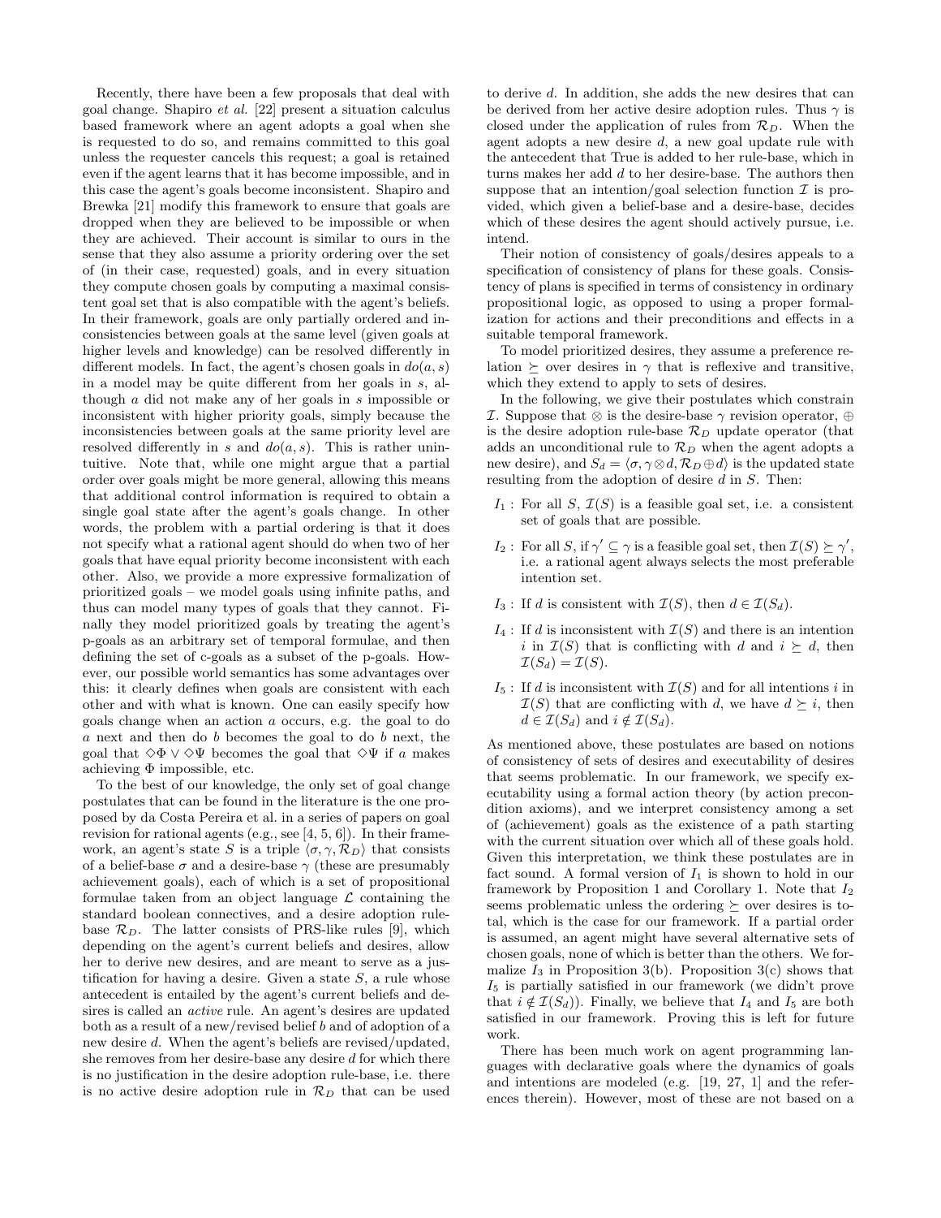Recently, there have been a few proposals that deal with goal change. Shapiro *et al.* [22] present a situation calculus based framework where an agent adopts a goal when she is requested to do so, and remains committed to this goal unless the requester cancels this request; a goal is retained even if the agent learns that it has become impossible, and in this case the agent's goals become inconsistent. Shapiro and Brewka [21] modify this framework to ensure that goals are dropped when they are believed to be impossible or when they are achieved. Their account is similar to ours in the sense that they also assume a priority ordering over the set of (in their case, requested) goals, and in every situation they compute chosen goals by computing a maximal consistent goal set that is also compatible with the agent's beliefs. In their framework, goals are only partially ordered and inconsistencies between goals at the same level (given goals at higher levels and knowledge) can be resolved differently in different models. In fact, the agent's chosen goals in $do(a, s)$ in a model may be quite different from her goals in $s$, although $a$ did not make any of her goals in $s$ impossible or inconsistent with higher priority goals, simply because the inconsistencies between goals at the same priority level are resolved differently in $s$ and $do(a, s)$. This is rather unintuitive. Note that, while one might argue that a partial order over goals might be more general, allowing this means that additional control information is required to obtain a single goal state after the agent's goals change. In other words, the problem with a partial ordering is that it does not specify what a rational agent should do when two of her goals that have equal priority become inconsistent with each other. Also, we provide a more expressive formalization of prioritized goals – we model goals using infinite paths, and thus can model many types of goals that they cannot. Finally they model prioritized goals by treating the agent's p-goals as an arbitrary set of temporal formulae, and then defining the set of c-goals as a subset of the p-goals. However, our possible world semantics has some advantages over this: it clearly defines when goals are consistent with each other and with what is known. One can easily specify how goals change when an action $a$ occurs, e.g. the goal to do $a$ next and then do $b$ becomes the goal to do $b$ next, the goal that $\Diamond\Phi \vee \Diamond\Psi$ becomes the goal that $\Diamond\Psi$ if $a$ makes achieving $\Phi$ impossible, etc.

To the best of our knowledge, the only set of goal change postulates that can be found in the literature is the one proposed by da Costa Pereira et al. in a series of papers on goal revision for rational agents (e.g., see [4, 5, 6]). In their framework, an agent's state $S$ is a triple $\langle \sigma, \gamma, \mathcal{R}_D \rangle$ that consists of a belief-base $\sigma$ and a desire-base $\gamma$ (these are presumably achievement goals), each of which is a set of propositional formulae taken from an object language $\mathcal{L}$ containing the standard boolean connectives, and a desire adoption rule-base $\mathcal{R}_D$. The latter consists of PRS-like rules [9], which depending on the agent's current beliefs and desires, allow her to derive new desires, and are meant to serve as a justification for having a desire. Given a state $S$, a rule whose antecedent is entailed by the agent's current beliefs and desires is called an *active* rule. An agent's desires are updated both as a result of a new/revised belief $b$ and of adoption of a new desire $d$. When the agent's beliefs are revised/updated, she removes from her desire-base any desire $d$ for which there is no justification in the desire adoption rule-base, i.e. there is no active desire adoption rule in $\mathcal{R}_D$ that can be used to derive $d$. In addition, she adds the new desires that can be derived from her active desire adoption rules. Thus $\gamma$ is closed under the application of rules from $\mathcal{R}_D$. When the agent adopts a new desire $d$, a new goal update rule with the antecedent that True is added to her rule-base, which in turns makes her add $d$ to her desire-base. The authors then suppose that an intention/goal selection function $\mathcal{I}$ is provided, which given a belief-base and a desire-base, decides which of these desires the agent should actively pursue, i.e. intend.

Their notion of consistency of goals/desires appeals to a specification of consistency of plans for these goals. Consistency of plans is specified in terms of consistency in ordinary propositional logic, as opposed to using a proper formalization for actions and their preconditions and effects in a suitable temporal framework.

To model prioritized desires, they assume a preference relation $\succeq$ over desires in $\gamma$ that is reflexive and transitive, which they extend to apply to sets of desires.

In the following, we give their postulates which constrain $\mathcal{I}$. Suppose that $\otimes$ is the desire-base $\gamma$ revision operator, $\oplus$ is the desire adoption rule-base $\mathcal{R}_D$ update operator (that adds an unconditional rule to $\mathcal{R}_D$ when the agent adopts a new desire), and $S_d = \langle \sigma, \gamma \otimes d, \mathcal{R}_D \oplus d \rangle$ is the updated state resulting from the adoption of desire $d$ in $S$. Then:

- $I_1$ : For all $S$, $\mathcal{I}(S)$ is a feasible goal set, i.e. a consistent set of goals that are possible.
- $I_2$ : For all $S$, if $\gamma' \subseteq \gamma$ is a feasible goal set, then $\mathcal{I}(S) \succeq \gamma'$, i.e. a rational agent always selects the most preferable intention set.
- $I_3$ : If $d$ is consistent with $\mathcal{I}(S)$, then $d \in \mathcal{I}(S_d)$.
- $I_4$ : If $d$ is inconsistent with $\mathcal{I}(S)$ and there is an intention $i$ in $\mathcal{I}(S)$ that is conflicting with $d$ and $i \succeq d$, then $\mathcal{I}(S_d) = \mathcal{I}(S)$.
- $I_5$ : If $d$ is inconsistent with $\mathcal{I}(S)$ and for all intentions $i$ in $\mathcal{I}(S)$ that are conflicting with $d$, we have $d \succeq i$, then $d \in \mathcal{I}(S_d)$ and $i \notin \mathcal{I}(S_d)$.

As mentioned above, these postulates are based on notions of consistency of sets of desires and executability of desires that seems problematic. In our framework, we specify executability using a formal action theory (by action precondition axioms), and we interpret consistency among a set of (achievement) goals as the existence of a path starting with the current situation over which all of these goals hold. Given this interpretation, we think these postulates are in fact sound. A formal version of $I_1$ is shown to hold in our framework by Proposition 1 and Corollary 1. Note that $I_2$ seems problematic unless the ordering $\succeq$ over desires is total, which is the case for our framework. If a partial order is assumed, an agent might have several alternative sets of chosen goals, none of which is better than the others. We formalize $I_3$ in Proposition 3(b). Proposition 3(c) shows that $I_5$ is partially satisfied in our framework (we didn't prove that $i \notin \mathcal{I}(S_d)$). Finally, we believe that $I_4$ and $I_5$ are both satisfied in our framework. Proving this is left for future work.

There has been much work on agent programming languages with declarative goals where the dynamics of goals and intentions are modeled (e.g. [19, 27, 1] and the references therein). However, most of these are not based on a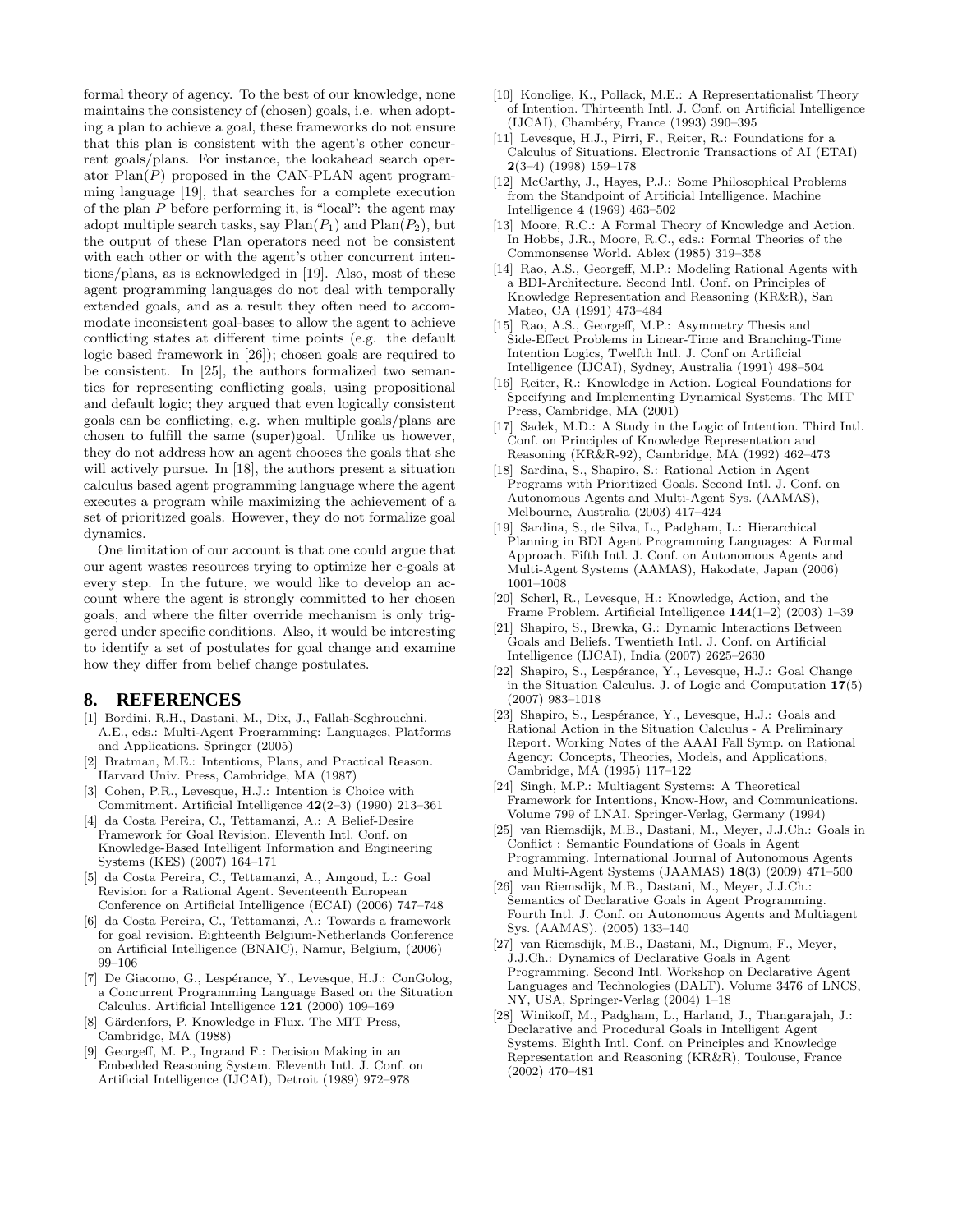formal theory of agency. To the best of our knowledge, none maintains the consistency of (chosen) goals, i.e. when adopting a plan to achieve a goal, these frameworks do not ensure that this plan is consistent with the agent's other concurrent goals/plans. For instance, the lookahead search operator $\text{Plan}(P)$ proposed in the CAN-PLAN agent programming language [19], that searches for a complete execution of the plan $P$ before performing it, is "local": the agent may adopt multiple search tasks, say $\text{Plan}(P_1)$ and $\text{Plan}(P_2)$, but the output of these Plan operators need not be consistent with each other or with the agent's other concurrent intentions/plans, as is acknowledged in [19]. Also, most of these agent programming languages do not deal with temporally extended goals, and as a result they often need to accommodate inconsistent goal-bases to allow the agent to achieve conflicting states at different time points (e.g. the default logic based framework in [26]); chosen goals are required to be consistent. In [25], the authors formalized two semantics for representing conflicting goals, using propositional and default logic; they argued that even logically consistent goals can be conflicting, e.g. when multiple goals/plans are chosen to fulfill the same (super)goal. Unlike us however, they do not address how an agent chooses the goals that she will actively pursue. In [18], the authors present a situation calculus based agent programming language where the agent executes a program while maximizing the achievement of a set of prioritized goals. However, they do not formalize goal dynamics.

One limitation of our account is that one could argue that our agent wastes resources trying to optimize her c-goals at every step. In the future, we would like to develop an account where the agent is strongly committed to her chosen goals, and where the filter override mechanism is only triggered under specific conditions. Also, it would be interesting to identify a set of postulates for goal change and examine how they differ from belief change postulates.

## 8. REFERENCES

[1] Bordini, R.H., Dastani, M., Dix, J., Fallah-Seghrouchni, A.E., eds.: Multi-Agent Programming: Languages, Platforms and Applications. Springer (2005)

[2] Bratman, M.E.: Intentions, Plans, and Practical Reason. Harvard Univ. Press, Cambridge, MA (1987)

[3] Cohen, P.R., Levesque, H.J.: Intention is Choice with Commitment. Artificial Intelligence **42**(2–3) (1990) 213–361

[4] da Costa Pereira, C., Tettamanzi, A.: A Belief-Desire Framework for Goal Revision. Eleventh Intl. Conf. on Knowledge-Based Intelligent Information and Engineering Systems (KES) (2007) 164–171

[5] da Costa Pereira, C., Tettamanzi, A., Amgoud, L.: Goal Revision for a Rational Agent. Seventeenth European Conference on Artificial Intelligence (ECAI) (2006) 747–748

[6] da Costa Pereira, C., Tettamanzi, A.: Towards a framework for goal revision. Eighteenth Belgium-Netherlands Conference on Artificial Intelligence (BNAIC), Namur, Belgium, (2006) 99–106

[7] De Giacomo, G., Lespérance, Y., Levesque, H.J.: ConGolog, a Concurrent Programming Language Based on the Situation Calculus. Artificial Intelligence **121** (2000) 109–169

[8] Gärdenfors, P. Knowledge in Flux. The MIT Press, Cambridge, MA (1988)

[9] Georgeff, M. P., Ingrand F.: Decision Making in an Embedded Reasoning System. Eleventh Intl. J. Conf. on Artificial Intelligence (IJCAI), Detroit (1989) 972–978

[10] Konolige, K., Pollack, M.E.: A Representationalist Theory of Intention. Thirteenth Intl. J. Conf. on Artificial Intelligence (IJCAI), Chambéry, France (1993) 390–395

[11] Levesque, H.J., Pirri, F., Reiter, R.: Foundations for a Calculus of Situations. Electronic Transactions of AI (ETAI) **2**(3–4) (1998) 159–178

[12] McCarthy, J., Hayes, P.J.: Some Philosophical Problems from the Standpoint of Artificial Intelligence. Machine Intelligence **4** (1969) 463–502

[13] Moore, R.C.: A Formal Theory of Knowledge and Action. In Hobbs, J.R., Moore, R.C., eds.: Formal Theories of the Commonsense World. Ablex (1985) 319–358

[14] Rao, A.S., Georgeff, M.P.: Modeling Rational Agents with a BDI-Architecture. Second Intl. Conf. on Principles of Knowledge Representation and Reasoning (KR&R), San Mateo, CA (1991) 473–484

[15] Rao, A.S., Georgeff, M.P.: Asymmetry Thesis and Side-Effect Problems in Linear-Time and Branching-Time Intention Logics, Twelfth Intl. J. Conf on Artificial Intelligence (IJCAI), Sydney, Australia (1991) 498–504

[16] Reiter, R.: Knowledge in Action. Logical Foundations for Specifying and Implementing Dynamical Systems. The MIT Press, Cambridge, MA (2001)

[17] Sadek, M.D.: A Study in the Logic of Intention. Third Intl. Conf. on Principles of Knowledge Representation and Reasoning (KR&R-92), Cambridge, MA (1992) 462–473

[18] Sardina, S., Shapiro, S.: Rational Action in Agent Programs with Prioritized Goals. Second Intl. J. Conf. on Autonomous Agents and Multi-Agent Sys. (AAMAS), Melbourne, Australia (2003) 417–424

[19] Sardina, S., de Silva, L., Padgham, L.: Hierarchical Planning in BDI Agent Programming Languages: A Formal Approach. Fifth Intl. J. Conf. on Autonomous Agents and Multi-Agent Systems (AAMAS), Hakodate, Japan (2006) 1001–1008

[20] Scherl, R., Levesque, H.: Knowledge, Action, and the Frame Problem. Artificial Intelligence **144**(1–2) (2003) 1–39

[21] Shapiro, S., Brewka, G.: Dynamic Interactions Between Goals and Beliefs. Twentieth Intl. J. Conf. on Artificial Intelligence (IJCAI), India (2007) 2625–2630

[22] Shapiro, S., Lespérance, Y., Levesque, H.J.: Goal Change in the Situation Calculus. J. of Logic and Computation **17**(5) (2007) 983–1018

[23] Shapiro, S., Lespérance, Y., Levesque, H.J.: Goals and Rational Action in the Situation Calculus - A Preliminary Report. Working Notes of the AAAI Fall Symp. on Rational Agency: Concepts, Theories, Models, and Applications, Cambridge, MA (1995) 117–122

[24] Singh, M.P.: Multiagent Systems: A Theoretical Framework for Intentions, Know-How, and Communications. Volume 799 of LNAI. Springer-Verlag, Germany (1994)

[25] van Riemsdijk, M.B., Dastani, M., Meyer, J.J.Ch.: Goals in Conflict : Semantic Foundations of Goals in Agent Programming. International Journal of Autonomous Agents and Multi-Agent Systems (JAAMAS) **18**(3) (2009) 471–500

[26] van Riemsdijk, M.B., Dastani, M., Meyer, J.J.Ch.: Semantics of Declarative Goals in Agent Programming. Fourth Intl. J. Conf. on Autonomous Agents and Multiagent Sys. (AAMAS). (2005) 133–140

[27] van Riemsdijk, M.B., Dastani, M., Dignum, F., Meyer, J.J.Ch.: Dynamics of Declarative Goals in Agent Programming. Second Intl. Workshop on Declarative Agent Languages and Technologies (DALT). Volume 3476 of LNCS, NY, USA, Springer-Verlag (2004) 1–18

[28] Winikoff, M., Padgham, L., Harland, J., Thangarajah, J.: Declarative and Procedural Goals in Intelligent Agent Systems. Eighth Intl. Conf. on Principles and Knowledge Representation and Reasoning (KR&R), Toulouse, France (2002) 470–481